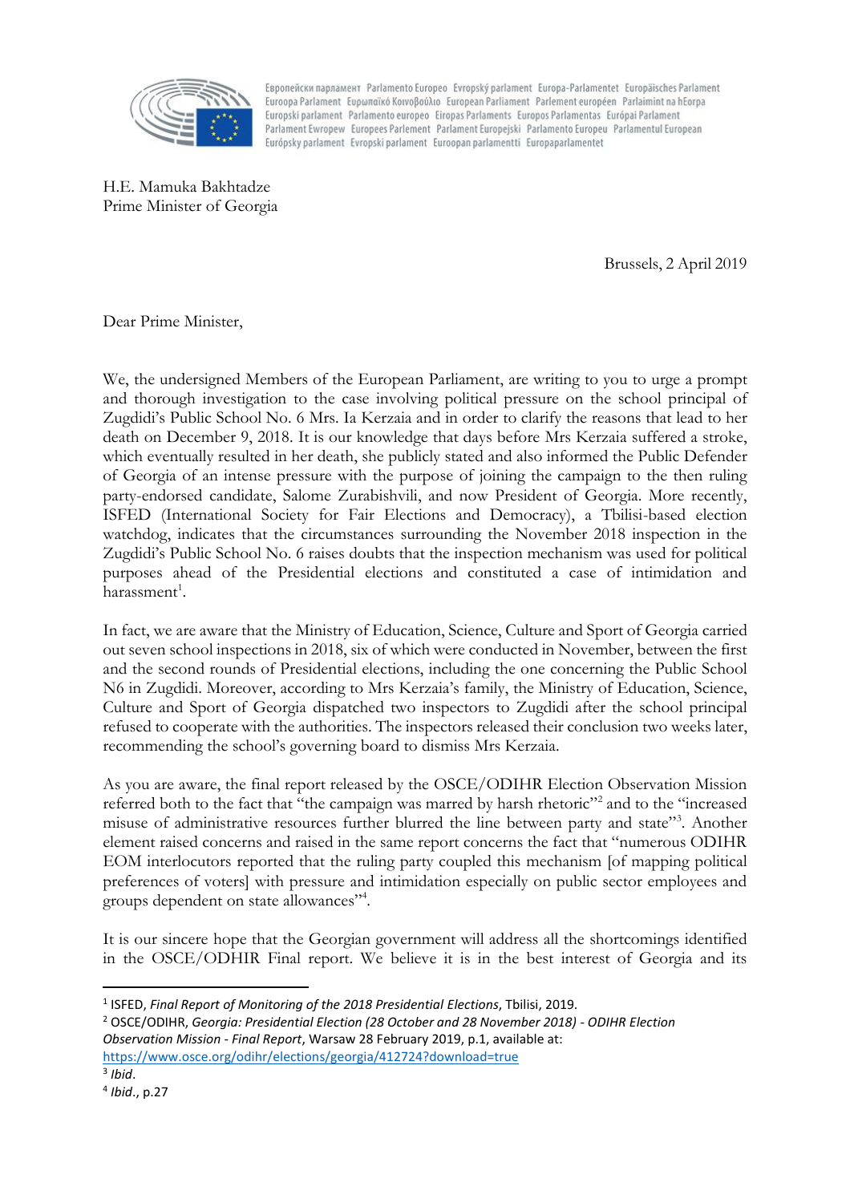Европейски парламент Parlamento Europeo Evropský parlament Europa-Parlamentet Europäisches Parlament Euroopa Parlament Ευρωπαϊκό Κοινοβούλιο European Parliament Parlement européen Parlaimint na hEorpa Europski parlament Parlamento europeo Eiropas Parlaments Europos Parlamentas Európai Parlament Parlament Ewropew Europees Parlement Parlament Europejski Parlamento Europeu Parlamentul European Európsky parlament Evropski parlament Euroopan parlamentti Europaparlamentet

H.E. Mamuka Bakhtadze
Prime Minister of Georgia

Brussels, 2 April 2019

Dear Prime Minister,

We, the undersigned Members of the European Parliament, are writing to you to urge a prompt and thorough investigation to the case involving political pressure on the school principal of Zugdidi's Public School No. 6 Mrs. Ia Kerzaia and in order to clarify the reasons that lead to her death on December 9, 2018. It is our knowledge that days before Mrs Kerzaia suffered a stroke, which eventually resulted in her death, she publicly stated and also informed the Public Defender of Georgia of an intense pressure with the purpose of joining the campaign to the then ruling party-endorsed candidate, Salome Zurabishvili, and now President of Georgia. More recently, ISFED (International Society for Fair Elections and Democracy), a Tbilisi-based election watchdog, indicates that the circumstances surrounding the November 2018 inspection in the Zugdidi's Public School No. 6 raises doubts that the inspection mechanism was used for political purposes ahead of the Presidential elections and constituted a case of intimidation and harassment[1].

In fact, we are aware that the Ministry of Education, Science, Culture and Sport of Georgia carried out seven school inspections in 2018, six of which were conducted in November, between the first and the second rounds of Presidential elections, including the one concerning the Public School N6 in Zugdidi. Moreover, according to Mrs Kerzaia's family, the Ministry of Education, Science, Culture and Sport of Georgia dispatched two inspectors to Zugdidi after the school principal refused to cooperate with the authorities. The inspectors released their conclusion two weeks later, recommending the school's governing board to dismiss Mrs Kerzaia.

As you are aware, the final report released by the OSCE/ODIHR Election Observation Mission referred both to the fact that "the campaign was marred by harsh rhetoric"[2] and to the "increased misuse of administrative resources further blurred the line between party and state"[3]. Another element raised concerns and raised in the same report concerns the fact that "numerous ODIHR EOM interlocutors reported that the ruling party coupled this mechanism [of mapping political preferences of voters] with pressure and intimidation especially on public sector employees and groups dependent on state allowances"[4].

It is our sincere hope that the Georgian government will address all the shortcomings identified in the OSCE/ODIHR Final report. We believe it is in the best interest of Georgia and its

---

[1] ISFED, *Final Report of Monitoring of the 2018 Presidential Elections*, Tbilisi, 2019.

[2] OSCE/ODIHR, *Georgia: Presidential Election (28 October and 28 November 2018) - ODIHR Election Observation Mission - Final Report*, Warsaw 28 February 2019, p.1, available at: https://www.osce.org/odihr/elections/georgia/412724?download=true

[3] *Ibid*.

[4] *Ibid*., p.27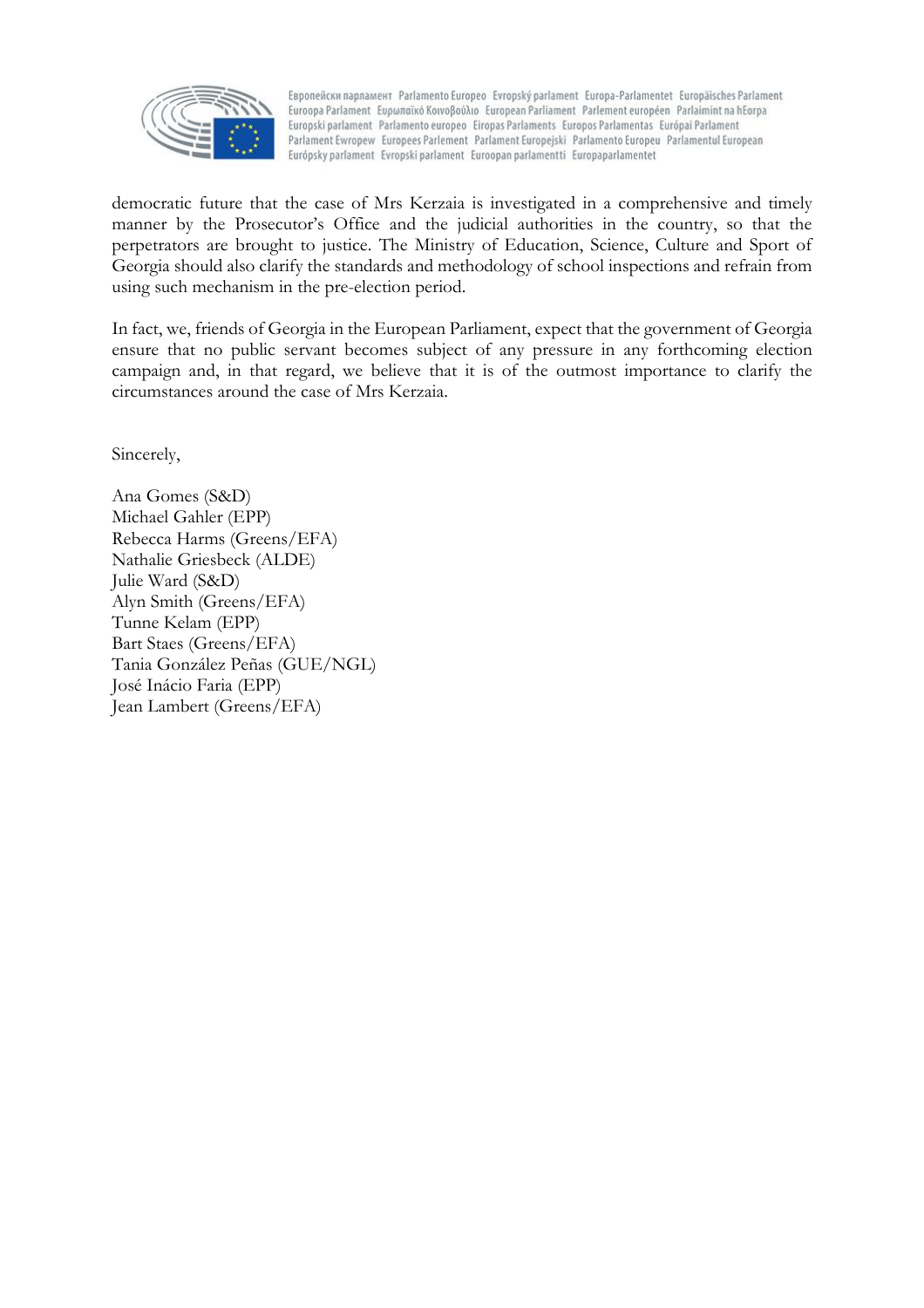democratic future that the case of Mrs Kerzaia is investigated in a comprehensive and timely manner by the Prosecutor's Office and the judicial authorities in the country, so that the perpetrators are brought to justice. The Ministry of Education, Science, Culture and Sport of Georgia should also clarify the standards and methodology of school inspections and refrain from using such mechanism in the pre-election period.

In fact, we, friends of Georgia in the European Parliament, expect that the government of Georgia ensure that no public servant becomes subject of any pressure in any forthcoming election campaign and, in that regard, we believe that it is of the outmost importance to clarify the circumstances around the case of Mrs Kerzaia.

Sincerely,

Ana Gomes (S&D)
Michael Gahler (EPP)
Rebecca Harms (Greens/EFA)
Nathalie Griesbeck (ALDE)
Julie Ward (S&D)
Alyn Smith (Greens/EFA)
Tunne Kelam (EPP)
Bart Staes (Greens/EFA)
Tania González Peñas (GUE/NGL)
José Inácio Faria (EPP)
Jean Lambert (Greens/EFA)